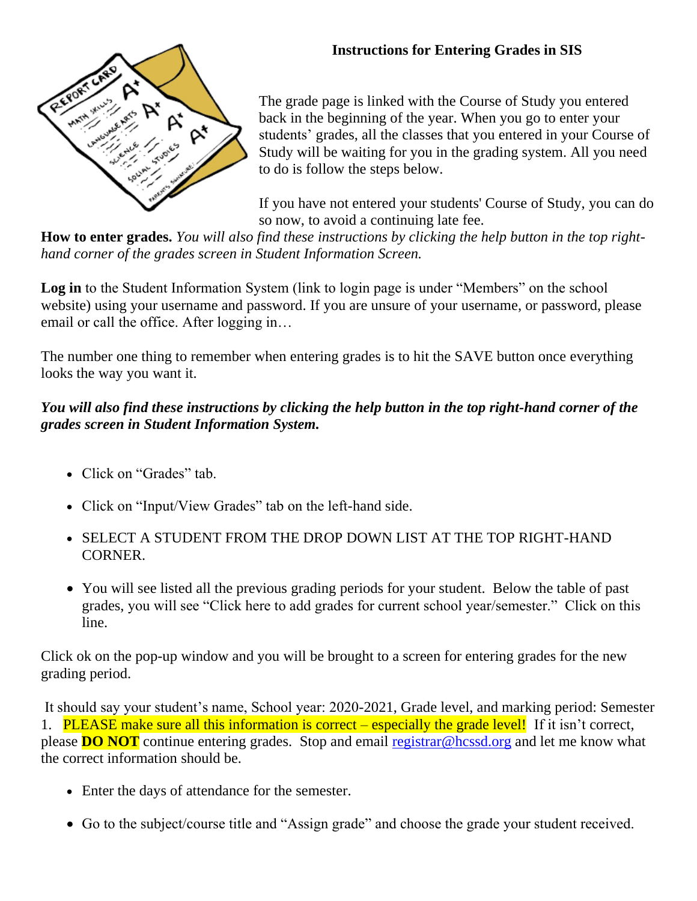# Instructions for Entering Grades in SIS

The grade page is linked with the Course of Study you entered back in the beginning of the year. When you go to enter your students' grades, all the classes that you entered in your Course of Study will be waiting for you in the grading system. All you need to do is follow the steps below.

If you have not entered your students' Course of Study, you can do so now, to avoid a continuing late fee.

**How to enter grades.** *You will also find these instructions by clicking the help button in the top right-hand corner of the grades screen in Student Information Screen.*

**Log in** to the Student Information System (link to login page is under "Members" on the school website) using your username and password. If you are unsure of your username, or password, please email or call the office. After logging in…

The number one thing to remember when entering grades is to hit the SAVE button once everything looks the way you want it.

***You will also find these instructions by clicking the help button in the top right-hand corner of the grades screen in Student Information System.***

- Click on "Grades" tab.
- Click on "Input/View Grades" tab on the left-hand side.
- SELECT A STUDENT FROM THE DROP DOWN LIST AT THE TOP RIGHT-HAND CORNER.
- You will see listed all the previous grading periods for your student. Below the table of past grades, you will see "Click here to add grades for current school year/semester." Click on this line.

Click ok on the pop-up window and you will be brought to a screen for entering grades for the new grading period.

It should say your student's name, School year: 2020-2021, Grade level, and marking period: Semester 1. PLEASE make sure all this information is correct – especially the grade level! If it isn't correct, please **DO NOT** continue entering grades. Stop and email registrar@hcssd.org and let me know what the correct information should be.

- Enter the days of attendance for the semester.
- Go to the subject/course title and "Assign grade" and choose the grade your student received.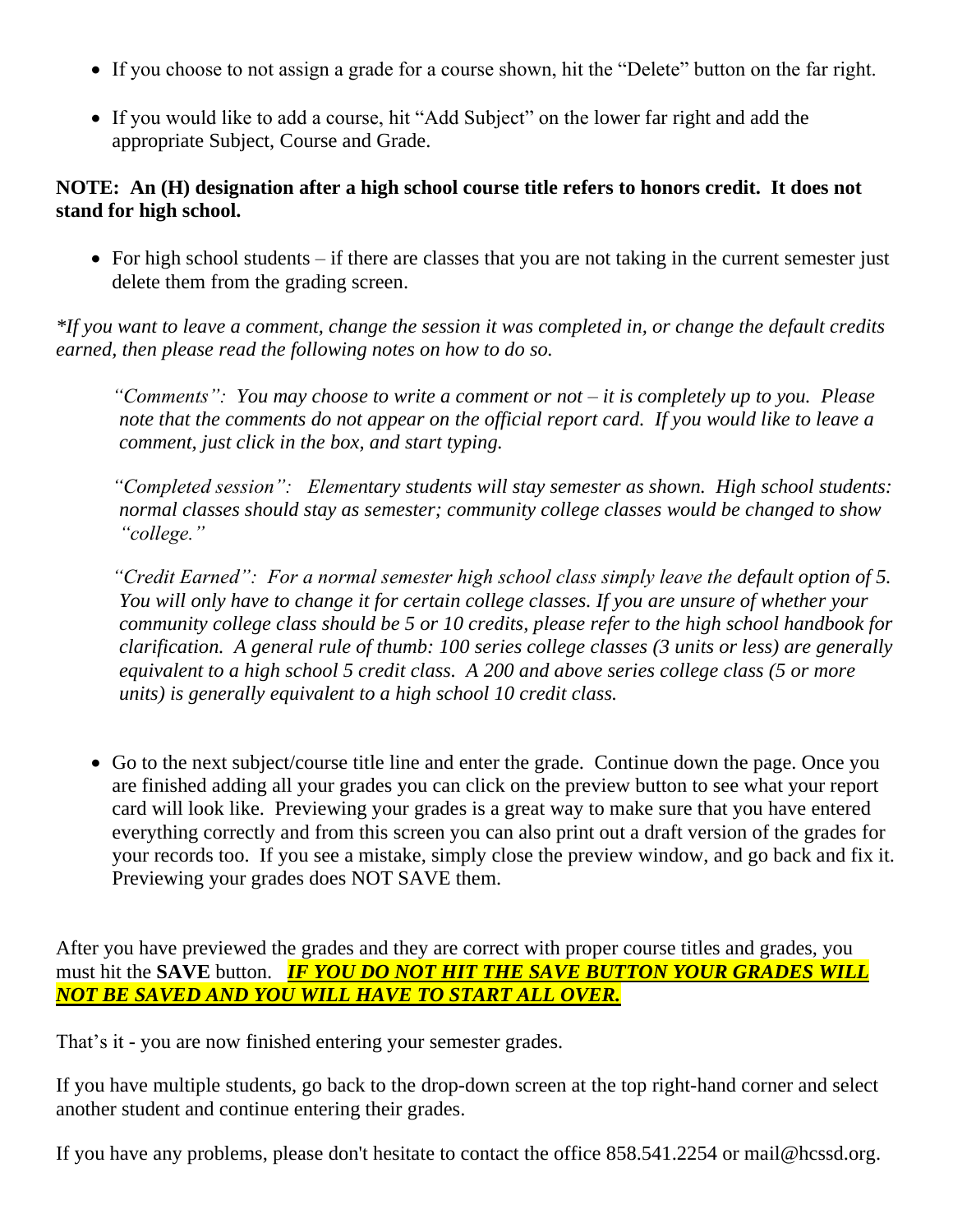- If you choose to not assign a grade for a course shown, hit the “Delete” button on the far right.

- If you would like to add a course, hit “Add Subject” on the lower far right and add the appropriate Subject, Course and Grade.

**NOTE: An (H) designation after a high school course title refers to honors credit. It does not stand for high school.**

- For high school students – if there are classes that you are not taking in the current semester just delete them from the grading screen.

*\*If you want to leave a comment, change the session it was completed in, or change the default credits earned, then please read the following notes on how to do so.*

> *“Comments”: You may choose to write a comment or not – it is completely up to you. Please note that the comments do not appear on the official report card. If you would like to leave a comment, just click in the box, and start typing.*
>
> *“Completed session”: Elementary students will stay semester as shown. High school students: normal classes should stay as semester; community college classes would be changed to show “college.”*
>
> *“Credit Earned”: For a normal semester high school class simply leave the default option of 5. You will only have to change it for certain college classes. If you are unsure of whether your community college class should be 5 or 10 credits, please refer to the high school handbook for clarification. A general rule of thumb: 100 series college classes (3 units or less) are generally equivalent to a high school 5 credit class. A 200 and above series college class (5 or more units) is generally equivalent to a high school 10 credit class.*

- Go to the next subject/course title line and enter the grade. Continue down the page. Once you are finished adding all your grades you can click on the preview button to see what your report card will look like. Previewing your grades is a great way to make sure that you have entered everything correctly and from this screen you can also print out a draft version of the grades for your records too. If you see a mistake, simply close the preview window, and go back and fix it. Previewing your grades does NOT SAVE them.

After you have previewed the grades and they are correct with proper course titles and grades, you must hit the **SAVE** button. ***IF YOU DO NOT HIT THE SAVE BUTTON YOUR GRADES WILL NOT BE SAVED AND YOU WILL HAVE TO START ALL OVER.***

That’s it - you are now finished entering your semester grades.

If you have multiple students, go back to the drop-down screen at the top right-hand corner and select another student and continue entering their grades.

If you have any problems, please don't hesitate to contact the office 858.541.2254 or mail@hcssd.org.